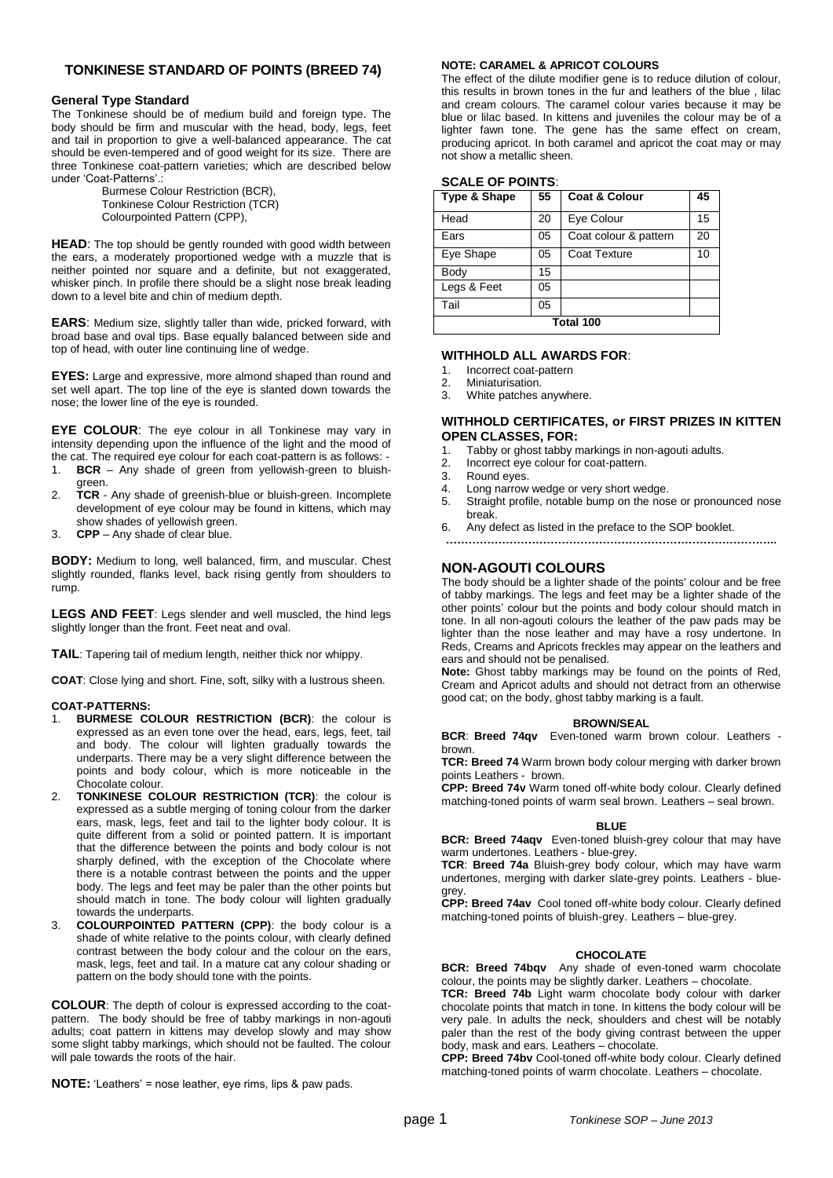## TONKINESE STANDARD OF POINTS (BREED 74)

### General Type Standard

The Tonkinese should be of medium build and foreign type. The body should be firm and muscular with the head, body, legs, feet and tail in proportion to give a well-balanced appearance. The cat should be even-tempered and of good weight for its size. There are three Tonkinese coat-pattern varieties; which are described below under 'Coat-Patterns'.:

Burmese Colour Restriction (BCR),
Tonkinese Colour Restriction (TCR)
Colourpointed Pattern (CPP),

**HEAD**: The top should be gently rounded with good width between the ears, a moderately proportioned wedge with a muzzle that is neither pointed nor square and a definite, but not exaggerated, whisker pinch. In profile there should be a slight nose break leading down to a level bite and chin of medium depth.

**EARS**: Medium size, slightly taller than wide, pricked forward, with broad base and oval tips. Base equally balanced between side and top of head, with outer line continuing line of wedge.

**EYES:** Large and expressive, more almond shaped than round and set well apart. The top line of the eye is slanted down towards the nose; the lower line of the eye is rounded.

**EYE COLOUR**: The eye colour in all Tonkinese may vary in intensity depending upon the influence of the light and the mood of the cat. The required eye colour for each coat-pattern is as follows: -

1. **BCR** – Any shade of green from yellowish-green to bluish-green.
2. **TCR** - Any shade of greenish-blue or bluish-green. Incomplete development of eye colour may be found in kittens, which may show shades of yellowish green.
3. **CPP** – Any shade of clear blue.

**BODY:** Medium to long, well balanced, firm, and muscular. Chest slightly rounded, flanks level, back rising gently from shoulders to rump.

**LEGS AND FEET**: Legs slender and well muscled, the hind legs slightly longer than the front. Feet neat and oval.

**TAIL**: Tapering tail of medium length, neither thick nor whippy.

**COAT**: Close lying and short. Fine, soft, silky with a lustrous sheen.

**COAT-PATTERNS:**

1. **BURMESE COLOUR RESTRICTION (BCR)**: the colour is expressed as an even tone over the head, ears, legs, feet, tail and body. The colour will lighten gradually towards the underparts. There may be a very slight difference between the points and body colour, which is more noticeable in the Chocolate colour.
2. **TONKINESE COLOUR RESTRICTION (TCR)**: the colour is expressed as a subtle merging of toning colour from the darker ears, mask, legs, feet and tail to the lighter body colour. It is quite different from a solid or pointed pattern. It is important that the difference between the points and body colour is not sharply defined, with the exception of the Chocolate where there is a notable contrast between the points and the upper body. The legs and feet may be paler than the other points but should match in tone. The body colour will lighten gradually towards the underparts.
3. **COLOURPOINTED PATTERN (CPP)**: the body colour is a shade of white relative to the points colour, with clearly defined contrast between the body colour and the colour on the ears, mask, legs, feet and tail. In a mature cat any colour shading or pattern on the body should tone with the points.

**COLOUR**: The depth of colour is expressed according to the coat-pattern. The body should be free of tabby markings in non-agouti adults; coat pattern in kittens may develop slowly and may show some slight tabby markings, which should not be faulted. The colour will pale towards the roots of the hair.

**NOTE:** 'Leathers' = nose leather, eye rims, lips & paw pads.

**NOTE: CARAMEL & APRICOT COLOURS**

The effect of the dilute modifier gene is to reduce dilution of colour, this results in brown tones in the fur and leathers of the blue , lilac and cream colours. The caramel colour varies because it may be blue or lilac based. In kittens and juveniles the colour may be of a lighter fawn tone. The gene has the same effect on cream, producing apricot. In both caramel and apricot the coat may or may not show a metallic sheen.

### SCALE OF POINTS:

| Type & Shape | 55 | Coat & Colour | 45 |
|---|---|---|---|
| Head | 20 | Eye Colour | 15 |
| Ears | 05 | Coat colour & pattern | 20 |
| Eye Shape | 05 | Coat Texture | 10 |
| Body | 15 | | |
| Legs & Feet | 05 | | |
| Tail | 05 | | |
| **Total 100** | | | |

### WITHHOLD ALL AWARDS FOR:

1. Incorrect coat-pattern
2. Miniaturisation.
3. White patches anywhere.

### WITHHOLD CERTIFICATES, or FIRST PRIZES IN KITTEN OPEN CLASSES, FOR:

1. Tabby or ghost tabby markings in non-agouti adults.
2. Incorrect eye colour for coat-pattern.
3. Round eyes.
4. Long narrow wedge or very short wedge.
5. Straight profile, notable bump on the nose or pronounced nose break.
6. Any defect as listed in the preface to the SOP booklet.

……………………………………………………………………………..

## NON-AGOUTI COLOURS

The body should be a lighter shade of the points' colour and be free of tabby markings. The legs and feet may be a lighter shade of the other points' colour but the points and body colour should match in tone. In all non-agouti colours the leather of the paw pads may be lighter than the nose leather and may have a rosy undertone. In Reds, Creams and Apricots freckles may appear on the leathers and ears and should not be penalised.

**Note:** Ghost tabby markings may be found on the points of Red, Cream and Apricot adults and should not detract from an otherwise good cat; on the body, ghost tabby marking is a fault.

#### BROWN/SEAL

**BCR**: **Breed 74qv** Even-toned warm brown colour. Leathers - brown.

**TCR: Breed 74** Warm brown body colour merging with darker brown points Leathers - brown.

**CPP: Breed 74v** Warm toned off-white body colour. Clearly defined matching-toned points of warm seal brown. Leathers – seal brown.

#### BLUE

**BCR: Breed 74aqv** Even-toned bluish-grey colour that may have warm undertones. Leathers - blue-grey.

**TCR**: **Breed 74a** Bluish-grey body colour, which may have warm undertones, merging with darker slate-grey points. Leathers - blue-grey.

**CPP: Breed 74av** Cool toned off-white body colour. Clearly defined matching-toned points of bluish-grey. Leathers – blue-grey.

#### CHOCOLATE

**BCR: Breed 74bqv** Any shade of even-toned warm chocolate colour, the points may be slightly darker. Leathers – chocolate.

**TCR: Breed 74b** Light warm chocolate body colour with darker chocolate points that match in tone. In kittens the body colour will be very pale. In adults the neck, shoulders and chest will be notably paler than the rest of the body giving contrast between the upper body, mask and ears. Leathers – chocolate.

**CPP: Breed 74bv** Cool-toned off-white body colour. Clearly defined matching-toned points of warm chocolate. Leathers – chocolate.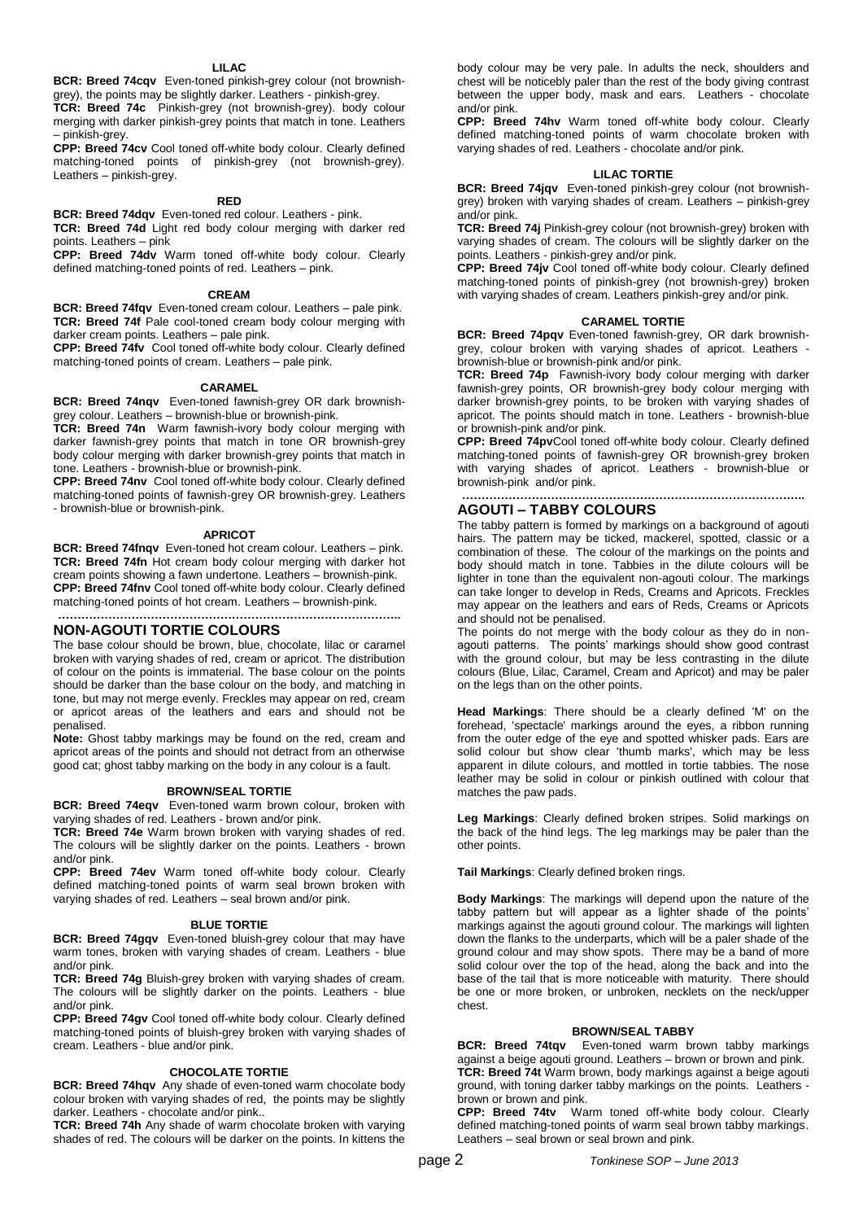#### LILAC

**BCR: Breed 74cqv** Even-toned pinkish-grey colour (not brownish-grey), the points may be slightly darker. Leathers - pinkish-grey.

**TCR: Breed 74c** Pinkish-grey (not brownish-grey). body colour merging with darker pinkish-grey points that match in tone. Leathers – pinkish-grey.

**CPP: Breed 74cv** Cool toned off-white body colour. Clearly defined matching-toned points of pinkish-grey (not brownish-grey). Leathers – pinkish-grey.

#### RED

**BCR: Breed 74dqv** Even-toned red colour. Leathers - pink.

**TCR: Breed 74d** Light red body colour merging with darker red points. Leathers – pink

**CPP: Breed 74dv** Warm toned off-white body colour. Clearly defined matching-toned points of red. Leathers – pink.

#### CREAM

**BCR: Breed 74fqv** Even-toned cream colour. Leathers – pale pink.

**TCR: Breed 74f** Pale cool-toned cream body colour merging with darker cream points. Leathers – pale pink.

**CPP: Breed 74fv** Cool toned off-white body colour. Clearly defined matching-toned points of cream. Leathers – pale pink.

#### CARAMEL

**BCR: Breed 74nqv** Even-toned fawnish-grey OR dark brownish-grey colour. Leathers – brownish-blue or brownish-pink.

**TCR: Breed 74n** Warm fawnish-ivory body colour merging with darker fawnish-grey points that match in tone OR brownish-grey body colour merging with darker brownish-grey points that match in tone. Leathers - brownish-blue or brownish-pink.

**CPP: Breed 74nv** Cool toned off-white body colour. Clearly defined matching-toned points of fawnish-grey OR brownish-grey. Leathers - brownish-blue or brownish-pink.

#### APRICOT

**BCR: Breed 74fnqv** Even-toned hot cream colour. Leathers – pink.

**TCR: Breed 74fn** Hot cream body colour merging with darker hot cream points showing a fawn undertone. Leathers – brownish-pink.

**CPP: Breed 74fnv** Cool toned off-white body colour. Clearly defined matching-toned points of hot cream. Leathers – brownish-pink.

…………………………………………………………………………..

## NON-AGOUTI TORTIE COLOURS

The base colour should be brown, blue, chocolate, lilac or caramel broken with varying shades of red, cream or apricot. The distribution of colour on the points is immaterial. The base colour on the points should be darker than the base colour on the body, and matching in tone, but may not merge evenly. Freckles may appear on red, cream or apricot areas of the leathers and ears and should not be penalised.

**Note:** Ghost tabby markings may be found on the red, cream and apricot areas of the points and should not detract from an otherwise good cat; ghost tabby marking on the body in any colour is a fault.

#### BROWN/SEAL TORTIE

**BCR: Breed 74eqv** Even-toned warm brown colour, broken with varying shades of red. Leathers - brown and/or pink.

**TCR: Breed 74e** Warm brown broken with varying shades of red. The colours will be slightly darker on the points. Leathers - brown and/or pink.

**CPP: Breed 74ev** Warm toned off-white body colour. Clearly defined matching-toned points of warm seal brown broken with varying shades of red. Leathers – seal brown and/or pink.

#### BLUE TORTIE

**BCR: Breed 74gqv** Even-toned bluish-grey colour that may have warm tones, broken with varying shades of cream. Leathers - blue and/or pink.

**TCR: Breed 74g** Bluish-grey broken with varying shades of cream. The colours will be slightly darker on the points. Leathers - blue and/or pink.

**CPP: Breed 74gv** Cool toned off-white body colour. Clearly defined matching-toned points of bluish-grey broken with varying shades of cream. Leathers - blue and/or pink.

#### CHOCOLATE TORTIE

**BCR: Breed 74hqv** Any shade of even-toned warm chocolate body colour broken with varying shades of red, the points may be slightly darker. Leathers - chocolate and/or pink..

**TCR: Breed 74h** Any shade of warm chocolate broken with varying shades of red. The colours will be darker on the points. In kittens the body colour may be very pale. In adults the neck, shoulders and chest will be noticebly paler than the rest of the body giving contrast between the upper body, mask and ears. Leathers - chocolate and/or pink.

**CPP: Breed 74hv** Warm toned off-white body colour. Clearly defined matching-toned points of warm chocolate broken with varying shades of red. Leathers - chocolate and/or pink.

#### LILAC TORTIE

**BCR: Breed 74jqv** Even-toned pinkish-grey colour (not brownish-grey) broken with varying shades of cream. Leathers – pinkish-grey and/or pink.

**TCR: Breed 74j** Pinkish-grey colour (not brownish-grey) broken with varying shades of cream. The colours will be slightly darker on the points. Leathers - pinkish-grey and/or pink.

**CPP: Breed 74jv** Cool toned off-white body colour. Clearly defined matching-toned points of pinkish-grey (not brownish-grey) broken with varying shades of cream. Leathers pinkish-grey and/or pink.

#### CARAMEL TORTIE

**BCR: Breed 74pqv** Even-toned fawnish-grey, OR dark brownish-grey, colour broken with varying shades of apricot. Leathers - brownish-blue or brownish-pink and/or pink.

**TCR: Breed 74p** Fawnish-ivory body colour merging with darker fawnish-grey points, OR brownish-grey body colour merging with darker brownish-grey points, to be broken with varying shades of apricot. The points should match in tone. Leathers - brownish-blue or brownish-pink and/or pink.

**CPP: Breed 74pv**Cool toned off-white body colour. Clearly defined matching-toned points of fawnish-grey OR brownish-grey broken with varying shades of apricot. Leathers - brownish-blue or brownish-pink and/or pink.

…………………………………………………………………………..

## AGOUTI – TABBY COLOURS

The tabby pattern is formed by markings on a background of agouti hairs. The pattern may be ticked, mackerel, spotted, classic or a combination of these. The colour of the markings on the points and body should match in tone. Tabbies in the dilute colours will be lighter in tone than the equivalent non-agouti colour. The markings can take longer to develop in Reds, Creams and Apricots. Freckles may appear on the leathers and ears of Reds, Creams or Apricots and should not be penalised.

The points do not merge with the body colour as they do in non-agouti patterns. The points' markings should show good contrast with the ground colour, but may be less contrasting in the dilute colours (Blue, Lilac, Caramel, Cream and Apricot) and may be paler on the legs than on the other points.

**Head Markings**: There should be a clearly defined 'M' on the forehead, 'spectacle' markings around the eyes, a ribbon running from the outer edge of the eye and spotted whisker pads. Ears are solid colour but show clear 'thumb marks', which may be less apparent in dilute colours, and mottled in tortie tabbies. The nose leather may be solid in colour or pinkish outlined with colour that matches the paw pads.

**Leg Markings**: Clearly defined broken stripes. Solid markings on the back of the hind legs. The leg markings may be paler than the other points.

**Tail Markings**: Clearly defined broken rings.

**Body Markings**: The markings will depend upon the nature of the tabby pattern but will appear as a lighter shade of the points' markings against the agouti ground colour. The markings will lighten down the flanks to the underparts, which will be a paler shade of the ground colour and may show spots. There may be a band of more solid colour over the top of the head, along the back and into the base of the tail that is more noticeable with maturity. There should be one or more broken, or unbroken, necklets on the neck/upper chest.

#### BROWN/SEAL TABBY

**BCR: Breed 74tqv** Even-toned warm brown tabby markings against a beige agouti ground. Leathers – brown or brown and pink.

**TCR: Breed 74t** Warm brown, body markings against a beige agouti ground, with toning darker tabby markings on the points. Leathers - brown or brown and pink.

**CPP: Breed 74tv** Warm toned off-white body colour. Clearly defined matching-toned points of warm seal brown tabby markings. Leathers – seal brown and pink.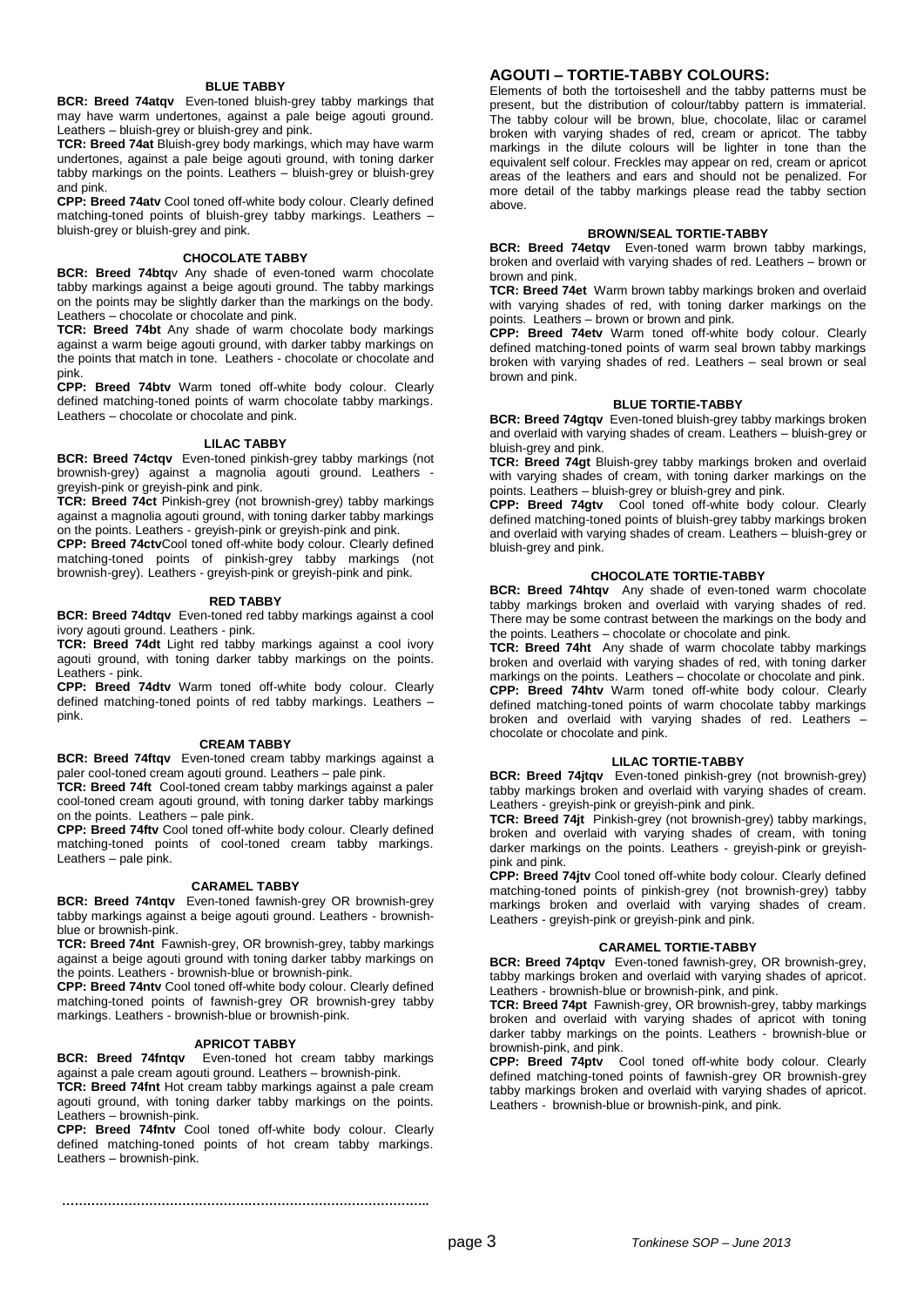#### BLUE TABBY

**BCR: Breed 74atqv** Even-toned bluish-grey tabby markings that may have warm undertones, against a pale beige agouti ground. Leathers – bluish-grey or bluish-grey and pink.

**TCR: Breed 74at** Bluish-grey body markings, which may have warm undertones, against a pale beige agouti ground, with toning darker tabby markings on the points. Leathers – bluish-grey or bluish-grey and pink.

**CPP: Breed 74atv** Cool toned off-white body colour. Clearly defined matching-toned points of bluish-grey tabby markings. Leathers – bluish-grey or bluish-grey and pink.

#### CHOCOLATE TABBY

**BCR: Breed 74btq**v Any shade of even-toned warm chocolate tabby markings against a beige agouti ground. The tabby markings on the points may be slightly darker than the markings on the body. Leathers – chocolate or chocolate and pink.

**TCR: Breed 74bt** Any shade of warm chocolate body markings against a warm beige agouti ground, with darker tabby markings on the points that match in tone. Leathers - chocolate or chocolate and pink.

**CPP: Breed 74btv** Warm toned off-white body colour. Clearly defined matching-toned points of warm chocolate tabby markings. Leathers – chocolate or chocolate and pink.

#### LILAC TABBY

**BCR: Breed 74ctqv** Even-toned pinkish-grey tabby markings (not brownish-grey) against a magnolia agouti ground. Leathers - greyish-pink or greyish-pink and pink.

**TCR: Breed 74ct** Pinkish-grey (not brownish-grey) tabby markings against a magnolia agouti ground, with toning darker tabby markings on the points. Leathers - greyish-pink or greyish-pink and pink.

**CPP: Breed 74ctv**Cool toned off-white body colour. Clearly defined matching-toned points of pinkish-grey tabby markings (not brownish-grey). Leathers - greyish-pink or greyish-pink and pink.

#### RED TABBY

**BCR: Breed 74dtqv** Even-toned red tabby markings against a cool ivory agouti ground. Leathers - pink.

**TCR: Breed 74dt** Light red tabby markings against a cool ivory agouti ground, with toning darker tabby markings on the points. Leathers - pink.

**CPP: Breed 74dtv** Warm toned off-white body colour. Clearly defined matching-toned points of red tabby markings. Leathers – pink.

#### CREAM TABBY

**BCR: Breed 74ftqv** Even-toned cream tabby markings against a paler cool-toned cream agouti ground. Leathers – pale pink.

**TCR: Breed 74ft** Cool-toned cream tabby markings against a paler cool-toned cream agouti ground, with toning darker tabby markings on the points. Leathers – pale pink.

**CPP: Breed 74ftv** Cool toned off-white body colour. Clearly defined matching-toned points of cool-toned cream tabby markings. Leathers – pale pink.

#### CARAMEL TABBY

**BCR: Breed 74ntqv** Even-toned fawnish-grey OR brownish-grey tabby markings against a beige agouti ground. Leathers - brownish-blue or brownish-pink.

**TCR: Breed 74nt** Fawnish-grey, OR brownish-grey, tabby markings against a beige agouti ground with toning darker tabby markings on the points. Leathers - brownish-blue or brownish-pink.

**CPP: Breed 74ntv** Cool toned off-white body colour. Clearly defined matching-toned points of fawnish-grey OR brownish-grey tabby markings. Leathers - brownish-blue or brownish-pink.

#### APRICOT TABBY

**BCR: Breed 74fntqv** Even-toned hot cream tabby markings against a pale cream agouti ground. Leathers – brownish-pink.

**TCR: Breed 74fnt** Hot cream tabby markings against a pale cream agouti ground, with toning darker tabby markings on the points. Leathers – brownish-pink.

**CPP: Breed 74fntv** Cool toned off-white body colour. Clearly defined matching-toned points of hot cream tabby markings. Leathers – brownish-pink.

……………………………………………………………………………..

## AGOUTI – TORTIE-TABBY COLOURS:

Elements of both the tortoiseshell and the tabby patterns must be present, but the distribution of colour/tabby pattern is immaterial. The tabby colour will be brown, blue, chocolate, lilac or caramel broken with varying shades of red, cream or apricot. The tabby markings in the dilute colours will be lighter in tone than the equivalent self colour. Freckles may appear on red, cream or apricot areas of the leathers and ears and should not be penalized. For more detail of the tabby markings please read the tabby section above.

#### BROWN/SEAL TORTIE-TABBY

**BCR: Breed 74etqv** Even-toned warm brown tabby markings, broken and overlaid with varying shades of red. Leathers – brown or brown and pink.

**TCR: Breed 74et** Warm brown tabby markings broken and overlaid with varying shades of red, with toning darker markings on the points. Leathers – brown or brown and pink.

**CPP: Breed 74etv** Warm toned off-white body colour. Clearly defined matching-toned points of warm seal brown tabby markings broken with varying shades of red. Leathers – seal brown or seal brown and pink.

#### BLUE TORTIE-TABBY

**BCR: Breed 74gtqv** Even-toned bluish-grey tabby markings broken and overlaid with varying shades of cream. Leathers – bluish-grey or bluish-grey and pink.

**TCR: Breed 74gt** Bluish-grey tabby markings broken and overlaid with varying shades of cream, with toning darker markings on the points. Leathers – bluish-grey or bluish-grey and pink.

**CPP: Breed 74gtv** Cool toned off-white body colour. Clearly defined matching-toned points of bluish-grey tabby markings broken and overlaid with varying shades of cream. Leathers – bluish-grey or bluish-grey and pink.

#### CHOCOLATE TORTIE-TABBY

**BCR: Breed 74htqv** Any shade of even-toned warm chocolate tabby markings broken and overlaid with varying shades of red. There may be some contrast between the markings on the body and the points. Leathers – chocolate or chocolate and pink.

**TCR: Breed 74ht** Any shade of warm chocolate tabby markings broken and overlaid with varying shades of red, with toning darker markings on the points. Leathers – chocolate or chocolate and pink.

**CPP: Breed 74htv** Warm toned off-white body colour. Clearly defined matching-toned points of warm chocolate tabby markings broken and overlaid with varying shades of red. Leathers – chocolate or chocolate and pink.

#### LILAC TORTIE-TABBY

**BCR: Breed 74jtqv** Even-toned pinkish-grey (not brownish-grey) tabby markings broken and overlaid with varying shades of cream. Leathers - greyish-pink or greyish-pink and pink.

**TCR: Breed 74jt** Pinkish-grey (not brownish-grey) tabby markings, broken and overlaid with varying shades of cream, with toning darker markings on the points. Leathers - greyish-pink or greyish-pink and pink.

**CPP: Breed 74jtv** Cool toned off-white body colour. Clearly defined matching-toned points of pinkish-grey (not brownish-grey) tabby markings broken and overlaid with varying shades of cream. Leathers - greyish-pink or greyish-pink and pink.

#### CARAMEL TORTIE-TABBY

**BCR: Breed 74ptqv** Even-toned fawnish-grey, OR brownish-grey, tabby markings broken and overlaid with varying shades of apricot. Leathers - brownish-blue or brownish-pink, and pink.

**TCR: Breed 74pt** Fawnish-grey, OR brownish-grey, tabby markings broken and overlaid with varying shades of apricot with toning darker tabby markings on the points. Leathers - brownish-blue or brownish-pink, and pink.

**CPP: Breed 74ptv** Cool toned off-white body colour. Clearly defined matching-toned points of fawnish-grey OR brownish-grey tabby markings broken and overlaid with varying shades of apricot. Leathers - brownish-blue or brownish-pink, and pink.